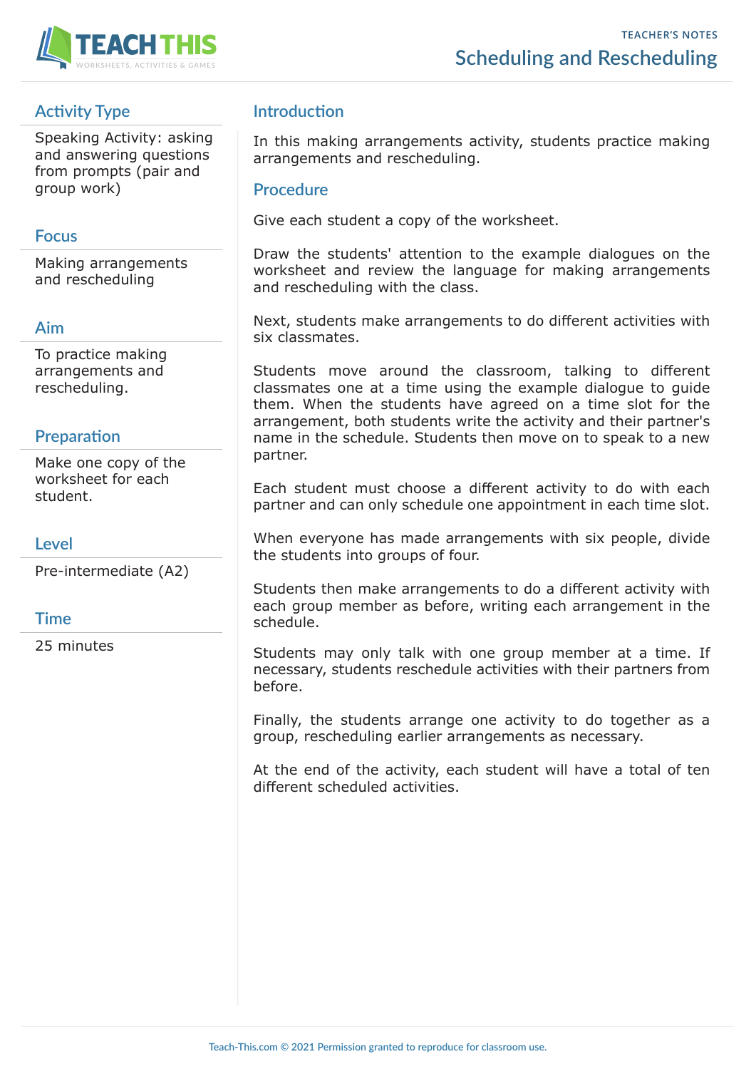TEACHER'S NOTES

# Scheduling and Rescheduling

## Activity Type

Speaking Activity: asking and answering questions from prompts (pair and group work)

## Focus

Making arrangements and rescheduling

## Aim

To practice making arrangements and rescheduling.

## Preparation

Make one copy of the worksheet for each student.

## Level

Pre-intermediate (A2)

## Time

25 minutes

## Introduction

In this making arrangements activity, students practice making arrangements and rescheduling.

## Procedure

Give each student a copy of the worksheet.

Draw the students' attention to the example dialogues on the worksheet and review the language for making arrangements and rescheduling with the class.

Next, students make arrangements to do different activities with six classmates.

Students move around the classroom, talking to different classmates one at a time using the example dialogue to guide them. When the students have agreed on a time slot for the arrangement, both students write the activity and their partner's name in the schedule. Students then move on to speak to a new partner.

Each student must choose a different activity to do with each partner and can only schedule one appointment in each time slot.

When everyone has made arrangements with six people, divide the students into groups of four.

Students then make arrangements to do a different activity with each group member as before, writing each arrangement in the schedule.

Students may only talk with one group member at a time. If necessary, students reschedule activities with their partners from before.

Finally, the students arrange one activity to do together as a group, rescheduling earlier arrangements as necessary.

At the end of the activity, each student will have a total of ten different scheduled activities.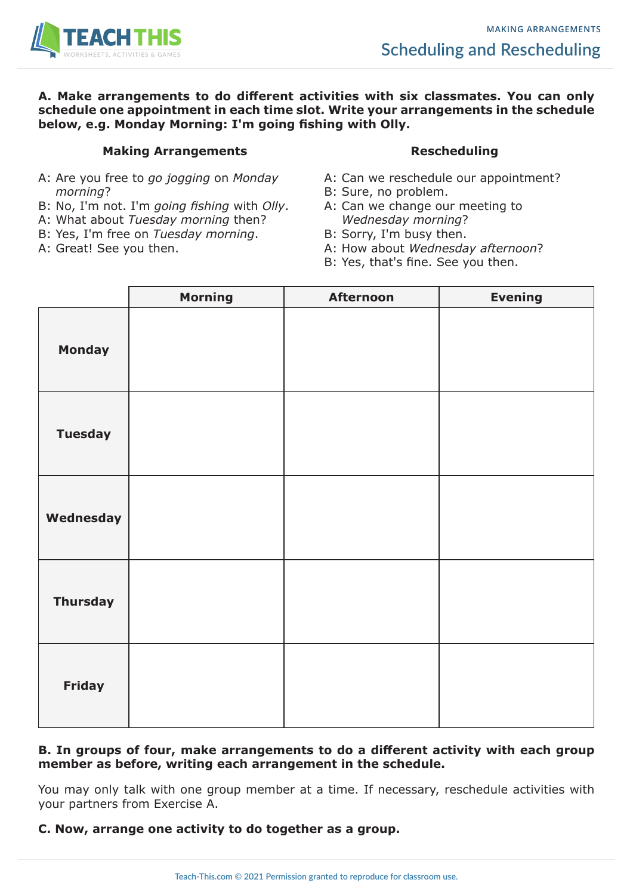# MAKING ARRANGEMENTS

## Scheduling and Rescheduling

**A. Make arrangements to do different activities with six classmates. You can only schedule one appointment in each time slot. Write your arrangements in the schedule below, e.g. Monday Morning: I'm going fishing with Olly.**

**Making Arrangements**

A: Are you free to *go jogging* on *Monday morning*?
B: No, I'm not. I'm *going fishing* with *Olly*.
A: What about *Tuesday morning* then?
B: Yes, I'm free on *Tuesday morning*.
A: Great! See you then.

**Rescheduling**

A: Can we reschedule our appointment?
B: Sure, no problem.
A: Can we change our meeting to *Wednesday morning*?
B: Sorry, I'm busy then.
A: How about *Wednesday afternoon*?
B: Yes, that's fine. See you then.

| | Morning | Afternoon | Evening |
|---|---|---|---|
| **Monday** | | | |
| **Tuesday** | | | |
| **Wednesday** | | | |
| **Thursday** | | | |
| **Friday** | | | |

**B. In groups of four, make arrangements to do a different activity with each group member as before, writing each arrangement in the schedule.**

You may only talk with one group member at a time. If necessary, reschedule activities with your partners from Exercise A.

**C. Now, arrange one activity to do together as a group.**